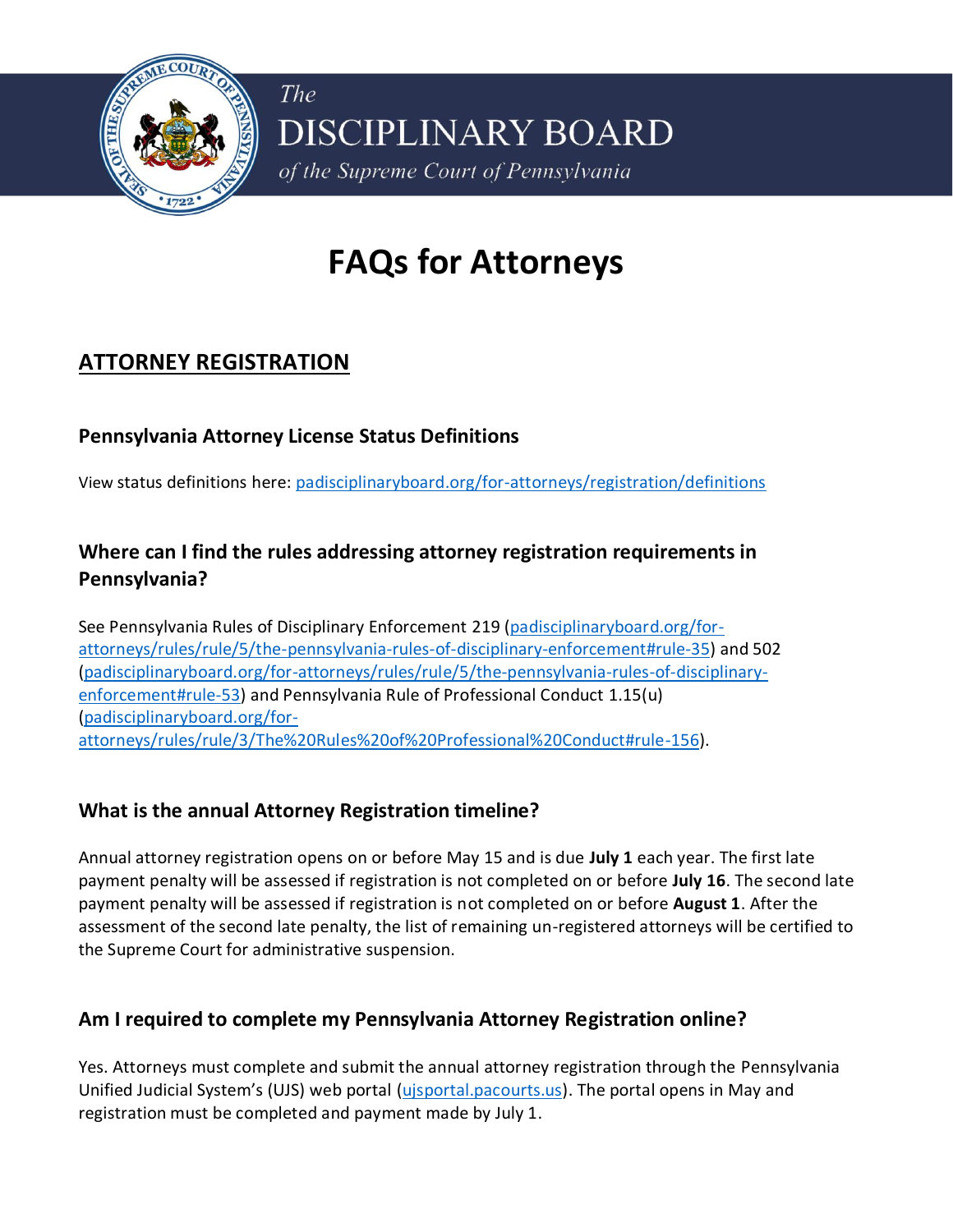*The*

DISCIPLINARY BOARD

*of the Supreme Court of Pennsylvania*

# FAQs for Attorneys

## ATTORNEY REGISTRATION

### Pennsylvania Attorney License Status Definitions

View status definitions here: [padisciplinaryboard.org/for-attorneys/registration/definitions](padisciplinaryboard.org/for-attorneys/registration/definitions)

### Where can I find the rules addressing attorney registration requirements in Pennsylvania?

See Pennsylvania Rules of Disciplinary Enforcement 219 ([padisciplinaryboard.org/for-attorneys/rules/rule/5/the-pennsylvania-rules-of-disciplinary-enforcement#rule-35](padisciplinaryboard.org/for-attorneys/rules/rule/5/the-pennsylvania-rules-of-disciplinary-enforcement#rule-35)) and 502 ([padisciplinaryboard.org/for-attorneys/rules/rule/5/the-pennsylvania-rules-of-disciplinary-enforcement#rule-53](padisciplinaryboard.org/for-attorneys/rules/rule/5/the-pennsylvania-rules-of-disciplinary-enforcement#rule-53)) and Pennsylvania Rule of Professional Conduct 1.15(u) ([padisciplinaryboard.org/for-attorneys/rules/rule/3/The%20Rules%20of%20Professional%20Conduct#rule-156](padisciplinaryboard.org/for-attorneys/rules/rule/3/The%20Rules%20of%20Professional%20Conduct#rule-156)).

### What is the annual Attorney Registration timeline?

Annual attorney registration opens on or before May 15 and is due **July 1** each year. The first late payment penalty will be assessed if registration is not completed on or before **July 16**. The second late payment penalty will be assessed if registration is not completed on or before **August 1**. After the assessment of the second late penalty, the list of remaining un-registered attorneys will be certified to the Supreme Court for administrative suspension.

### Am I required to complete my Pennsylvania Attorney Registration online?

Yes. Attorneys must complete and submit the annual attorney registration through the Pennsylvania Unified Judicial System's (UJS) web portal ([ujsportal.pacourts.us](ujsportal.pacourts.us)). The portal opens in May and registration must be completed and payment made by July 1.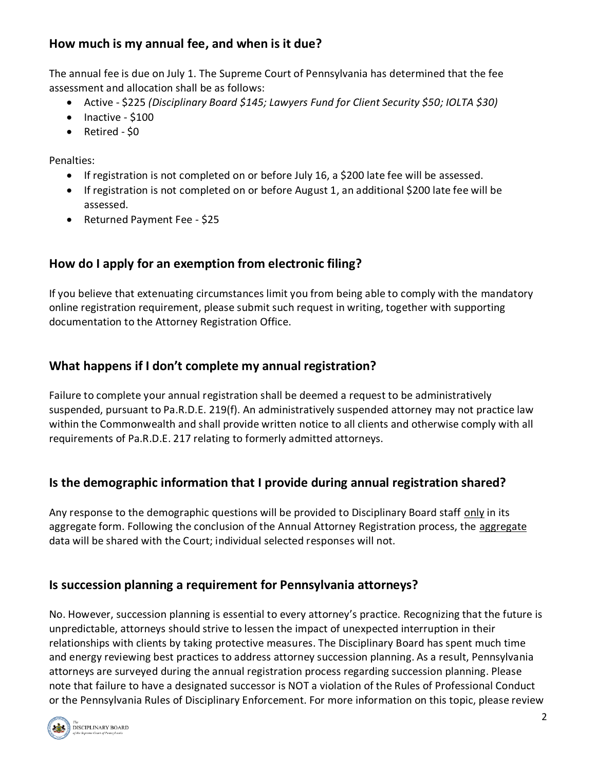## How much is my annual fee, and when is it due?

The annual fee is due on July 1. The Supreme Court of Pennsylvania has determined that the fee assessment and allocation shall be as follows:

- Active - $225 *(Disciplinary Board $145; Lawyers Fund for Client Security $50; IOLTA $30)*
- Inactive - $100
- Retired - $0

Penalties:

- If registration is not completed on or before July 16, a $200 late fee will be assessed.
- If registration is not completed on or before August 1, an additional $200 late fee will be assessed.
- Returned Payment Fee - $25

## How do I apply for an exemption from electronic filing?

If you believe that extenuating circumstances limit you from being able to comply with the mandatory online registration requirement, please submit such request in writing, together with supporting documentation to the Attorney Registration Office.

## What happens if I don't complete my annual registration?

Failure to complete your annual registration shall be deemed a request to be administratively suspended, pursuant to Pa.R.D.E. 219(f). An administratively suspended attorney may not practice law within the Commonwealth and shall provide written notice to all clients and otherwise comply with all requirements of Pa.R.D.E. 217 relating to formerly admitted attorneys.

## Is the demographic information that I provide during annual registration shared?

Any response to the demographic questions will be provided to Disciplinary Board staff <u>only</u> in its aggregate form. Following the conclusion of the Annual Attorney Registration process, the <u>aggregate</u> data will be shared with the Court; individual selected responses will not.

## Is succession planning a requirement for Pennsylvania attorneys?

No. However, succession planning is essential to every attorney's practice. Recognizing that the future is unpredictable, attorneys should strive to lessen the impact of unexpected interruption in their relationships with clients by taking protective measures. The Disciplinary Board has spent much time and energy reviewing best practices to address attorney succession planning. As a result, Pennsylvania attorneys are surveyed during the annual registration process regarding succession planning. Please note that failure to have a designated successor is NOT a violation of the Rules of Professional Conduct or the Pennsylvania Rules of Disciplinary Enforcement. For more information on this topic, please review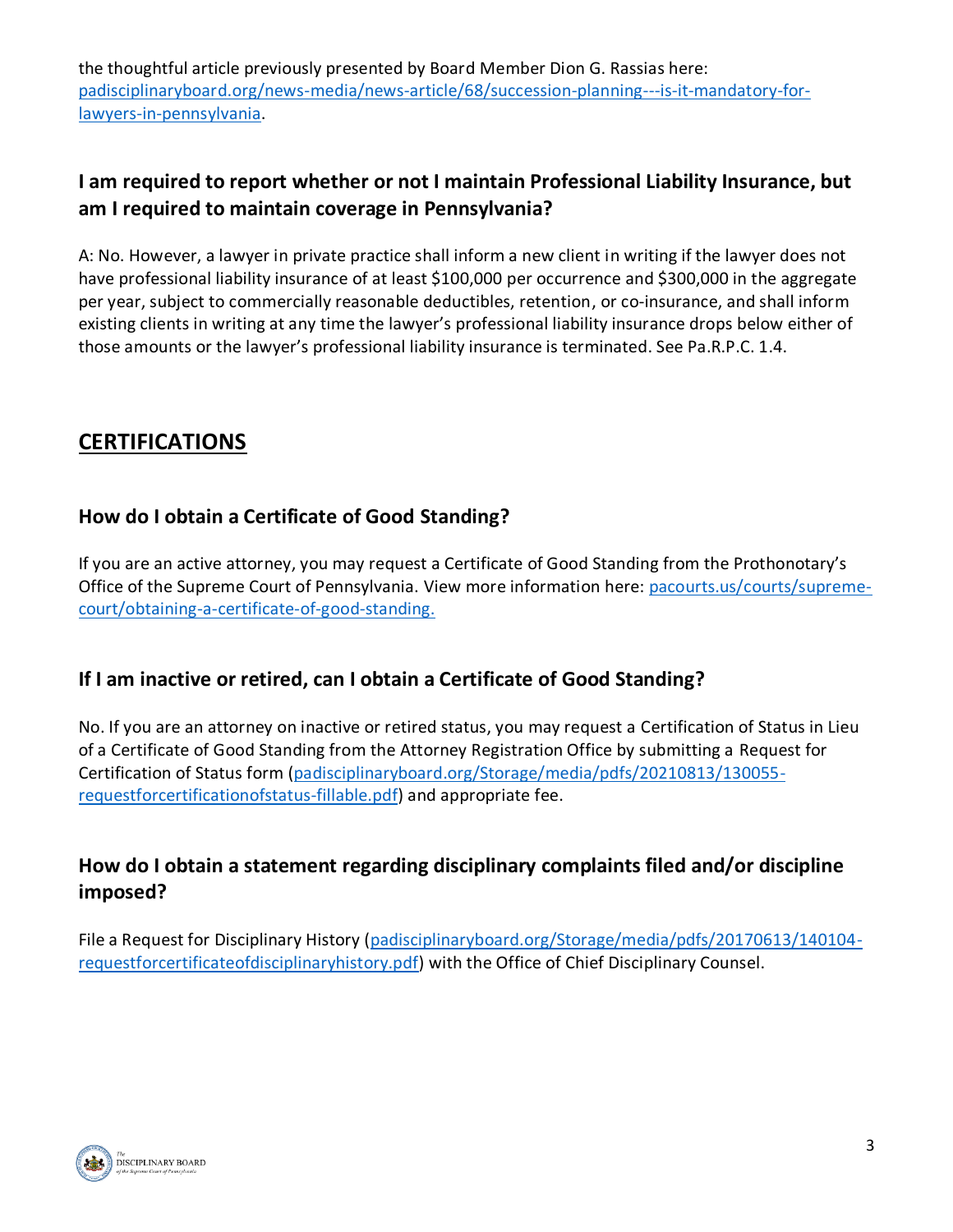the thoughtful article previously presented by Board Member Dion G. Rassias here: [padisciplinaryboard.org/news-media/news-article/68/succession-planning---is-it-mandatory-for-lawyers-in-pennsylvania](padisciplinaryboard.org/news-media/news-article/68/succession-planning---is-it-mandatory-for-lawyers-in-pennsylvania).

### I am required to report whether or not I maintain Professional Liability Insurance, but am I required to maintain coverage in Pennsylvania?

A: No. However, a lawyer in private practice shall inform a new client in writing if the lawyer does not have professional liability insurance of at least $100,000 per occurrence and $300,000 in the aggregate per year, subject to commercially reasonable deductibles, retention, or co-insurance, and shall inform existing clients in writing at any time the lawyer's professional liability insurance drops below either of those amounts or the lawyer's professional liability insurance is terminated. See Pa.R.P.C. 1.4.

## CERTIFICATIONS

### How do I obtain a Certificate of Good Standing?

If you are an active attorney, you may request a Certificate of Good Standing from the Prothonotary's Office of the Supreme Court of Pennsylvania. View more information here: [pacourts.us/courts/supreme-court/obtaining-a-certificate-of-good-standing.](pacourts.us/courts/supreme-court/obtaining-a-certificate-of-good-standing)

### If I am inactive or retired, can I obtain a Certificate of Good Standing?

No. If you are an attorney on inactive or retired status, you may request a Certification of Status in Lieu of a Certificate of Good Standing from the Attorney Registration Office by submitting a Request for Certification of Status form ([padisciplinaryboard.org/Storage/media/pdfs/20210813/130055-requestforcertificationofstatus-fillable.pdf](padisciplinaryboard.org/Storage/media/pdfs/20210813/130055-requestforcertificationofstatus-fillable.pdf)) and appropriate fee.

### How do I obtain a statement regarding disciplinary complaints filed and/or discipline imposed?

File a Request for Disciplinary History ([padisciplinaryboard.org/Storage/media/pdfs/20170613/140104-requestforcertificateofdisciplinaryhistory.pdf](padisciplinaryboard.org/Storage/media/pdfs/20170613/140104-requestforcertificateofdisciplinaryhistory.pdf)) with the Office of Chief Disciplinary Counsel.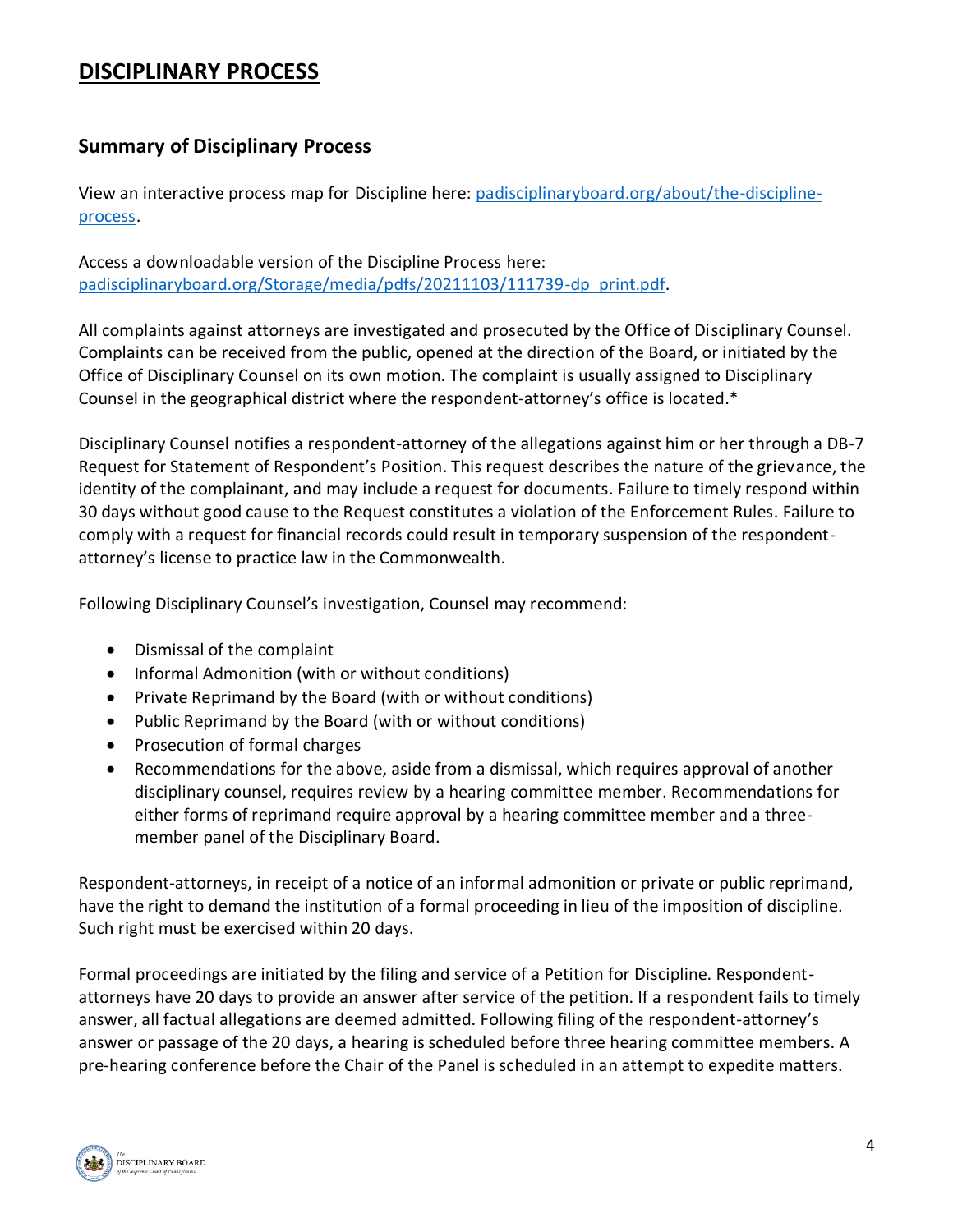# DISCIPLINARY PROCESS

## Summary of Disciplinary Process

View an interactive process map for Discipline here: [padisciplinaryboard.org/about/the-discipline-process](padisciplinaryboard.org/about/the-discipline-process).

Access a downloadable version of the Discipline Process here: [padisciplinaryboard.org/Storage/media/pdfs/20211103/111739-dp_print.pdf](padisciplinaryboard.org/Storage/media/pdfs/20211103/111739-dp_print.pdf).

All complaints against attorneys are investigated and prosecuted by the Office of Disciplinary Counsel. Complaints can be received from the public, opened at the direction of the Board, or initiated by the Office of Disciplinary Counsel on its own motion. The complaint is usually assigned to Disciplinary Counsel in the geographical district where the respondent-attorney's office is located.*

Disciplinary Counsel notifies a respondent-attorney of the allegations against him or her through a DB-7 Request for Statement of Respondent's Position. This request describes the nature of the grievance, the identity of the complainant, and may include a request for documents. Failure to timely respond within 30 days without good cause to the Request constitutes a violation of the Enforcement Rules. Failure to comply with a request for financial records could result in temporary suspension of the respondent-attorney's license to practice law in the Commonwealth.

Following Disciplinary Counsel's investigation, Counsel may recommend:

- Dismissal of the complaint
- Informal Admonition (with or without conditions)
- Private Reprimand by the Board (with or without conditions)
- Public Reprimand by the Board (with or without conditions)
- Prosecution of formal charges
- Recommendations for the above, aside from a dismissal, which requires approval of another disciplinary counsel, requires review by a hearing committee member. Recommendations for either forms of reprimand require approval by a hearing committee member and a three-member panel of the Disciplinary Board.

Respondent-attorneys, in receipt of a notice of an informal admonition or private or public reprimand, have the right to demand the institution of a formal proceeding in lieu of the imposition of discipline. Such right must be exercised within 20 days.

Formal proceedings are initiated by the filing and service of a Petition for Discipline. Respondent-attorneys have 20 days to provide an answer after service of the petition. If a respondent fails to timely answer, all factual allegations are deemed admitted. Following filing of the respondent-attorney's answer or passage of the 20 days, a hearing is scheduled before three hearing committee members. A pre-hearing conference before the Chair of the Panel is scheduled in an attempt to expedite matters.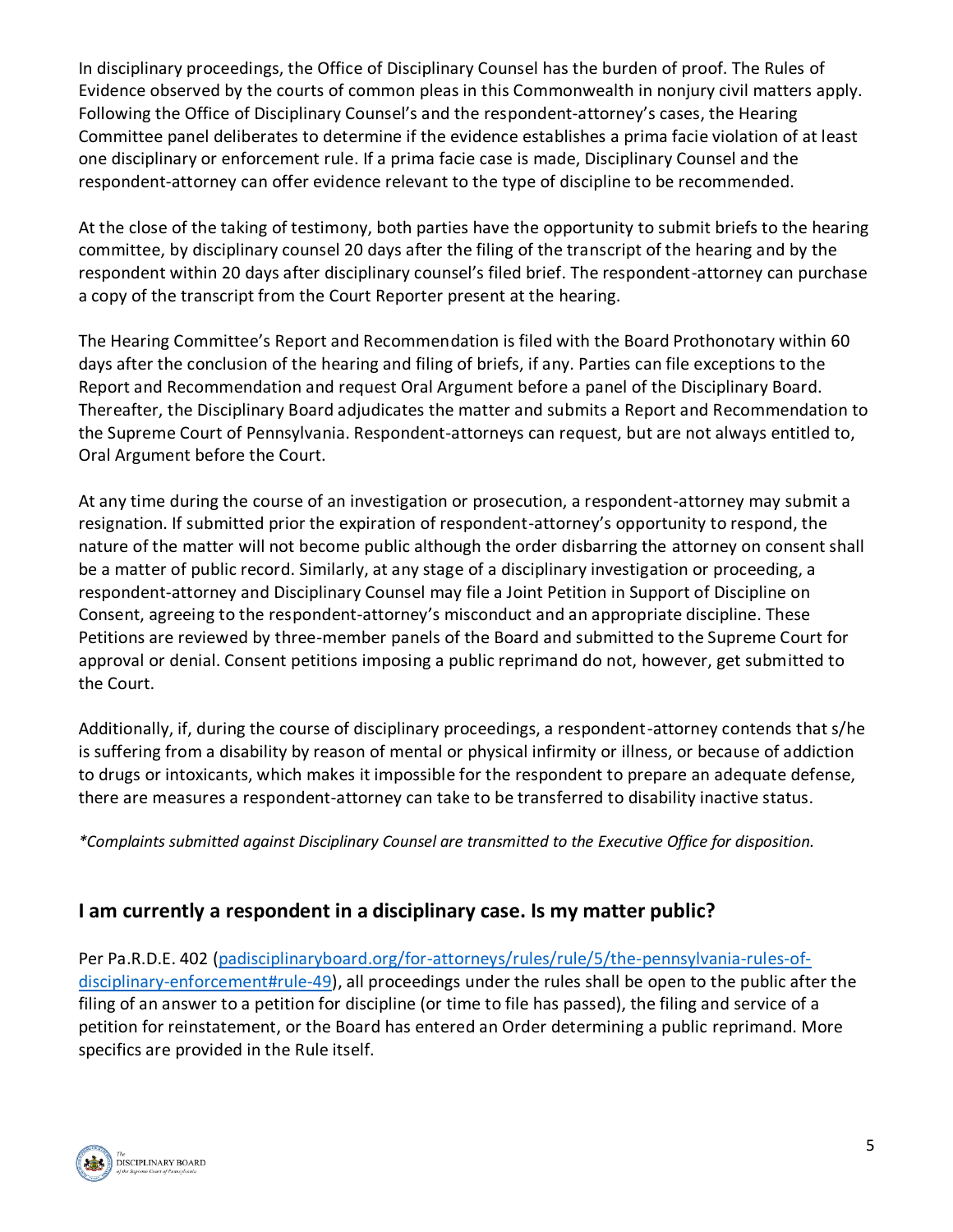In disciplinary proceedings, the Office of Disciplinary Counsel has the burden of proof. The Rules of Evidence observed by the courts of common pleas in this Commonwealth in nonjury civil matters apply. Following the Office of Disciplinary Counsel's and the respondent-attorney's cases, the Hearing Committee panel deliberates to determine if the evidence establishes a prima facie violation of at least one disciplinary or enforcement rule. If a prima facie case is made, Disciplinary Counsel and the respondent-attorney can offer evidence relevant to the type of discipline to be recommended.

At the close of the taking of testimony, both parties have the opportunity to submit briefs to the hearing committee, by disciplinary counsel 20 days after the filing of the transcript of the hearing and by the respondent within 20 days after disciplinary counsel's filed brief. The respondent-attorney can purchase a copy of the transcript from the Court Reporter present at the hearing.

The Hearing Committee's Report and Recommendation is filed with the Board Prothonotary within 60 days after the conclusion of the hearing and filing of briefs, if any. Parties can file exceptions to the Report and Recommendation and request Oral Argument before a panel of the Disciplinary Board. Thereafter, the Disciplinary Board adjudicates the matter and submits a Report and Recommendation to the Supreme Court of Pennsylvania. Respondent-attorneys can request, but are not always entitled to, Oral Argument before the Court.

At any time during the course of an investigation or prosecution, a respondent-attorney may submit a resignation. If submitted prior the expiration of respondent-attorney's opportunity to respond, the nature of the matter will not become public although the order disbarring the attorney on consent shall be a matter of public record. Similarly, at any stage of a disciplinary investigation or proceeding, a respondent-attorney and Disciplinary Counsel may file a Joint Petition in Support of Discipline on Consent, agreeing to the respondent-attorney's misconduct and an appropriate discipline. These Petitions are reviewed by three-member panels of the Board and submitted to the Supreme Court for approval or denial. Consent petitions imposing a public reprimand do not, however, get submitted to the Court.

Additionally, if, during the course of disciplinary proceedings, a respondent-attorney contends that s/he is suffering from a disability by reason of mental or physical infirmity or illness, or because of addiction to drugs or intoxicants, which makes it impossible for the respondent to prepare an adequate defense, there are measures a respondent-attorney can take to be transferred to disability inactive status.

*\*Complaints submitted against Disciplinary Counsel are transmitted to the Executive Office for disposition.*

## I am currently a respondent in a disciplinary case. Is my matter public?

Per Pa.R.D.E. 402 ([padisciplinaryboard.org/for-attorneys/rules/rule/5/the-pennsylvania-rules-of-disciplinary-enforcement#rule-49](https://padisciplinaryboard.org/for-attorneys/rules/rule/5/the-pennsylvania-rules-of-disciplinary-enforcement#rule-49)), all proceedings under the rules shall be open to the public after the filing of an answer to a petition for discipline (or time to file has passed), the filing and service of a petition for reinstatement, or the Board has entered an Order determining a public reprimand. More specifics are provided in the Rule itself.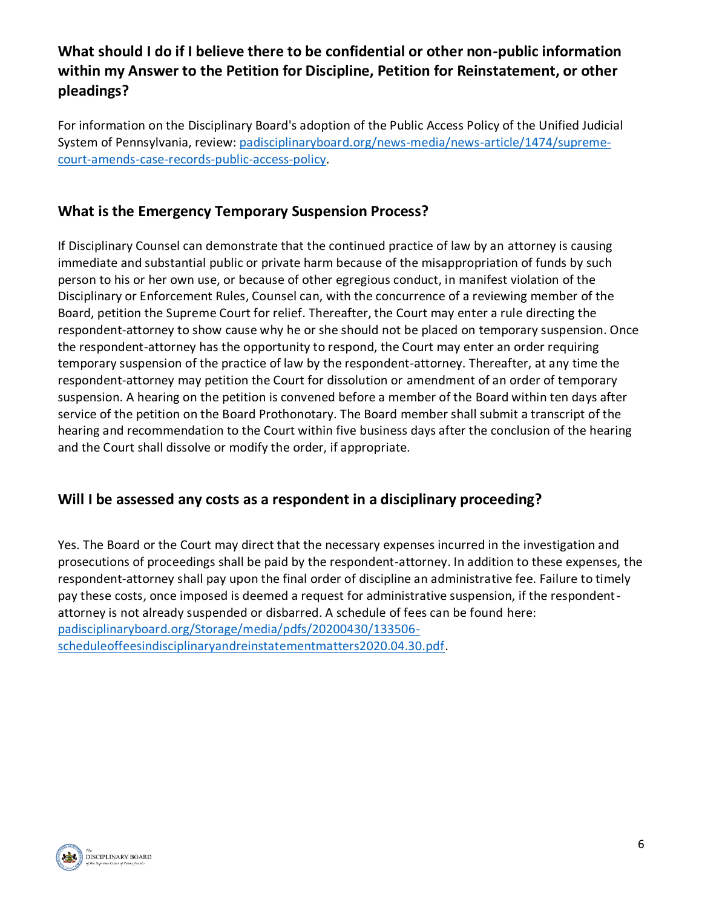## What should I do if I believe there to be confidential or other non-public information within my Answer to the Petition for Discipline, Petition for Reinstatement, or other pleadings?

For information on the Disciplinary Board's adoption of the Public Access Policy of the Unified Judicial System of Pennsylvania, review: [padisciplinaryboard.org/news-media/news-article/1474/supreme-court-amends-case-records-public-access-policy](padisciplinaryboard.org/news-media/news-article/1474/supreme-court-amends-case-records-public-access-policy).

## What is the Emergency Temporary Suspension Process?

If Disciplinary Counsel can demonstrate that the continued practice of law by an attorney is causing immediate and substantial public or private harm because of the misappropriation of funds by such person to his or her own use, or because of other egregious conduct, in manifest violation of the Disciplinary or Enforcement Rules, Counsel can, with the concurrence of a reviewing member of the Board, petition the Supreme Court for relief. Thereafter, the Court may enter a rule directing the respondent-attorney to show cause why he or she should not be placed on temporary suspension. Once the respondent-attorney has the opportunity to respond, the Court may enter an order requiring temporary suspension of the practice of law by the respondent-attorney. Thereafter, at any time the respondent-attorney may petition the Court for dissolution or amendment of an order of temporary suspension. A hearing on the petition is convened before a member of the Board within ten days after service of the petition on the Board Prothonotary. The Board member shall submit a transcript of the hearing and recommendation to the Court within five business days after the conclusion of the hearing and the Court shall dissolve or modify the order, if appropriate.

## Will I be assessed any costs as a respondent in a disciplinary proceeding?

Yes. The Board or the Court may direct that the necessary expenses incurred in the investigation and prosecutions of proceedings shall be paid by the respondent-attorney. In addition to these expenses, the respondent-attorney shall pay upon the final order of discipline an administrative fee. Failure to timely pay these costs, once imposed is deemed a request for administrative suspension, if the respondent-attorney is not already suspended or disbarred. A schedule of fees can be found here: [padisciplinaryboard.org/Storage/media/pdfs/20200430/133506-scheduleoffeesindisciplinaryandreinstatementmatters2020.04.30.pdf](padisciplinaryboard.org/Storage/media/pdfs/20200430/133506-scheduleoffeesindisciplinaryandreinstatementmatters2020.04.30.pdf).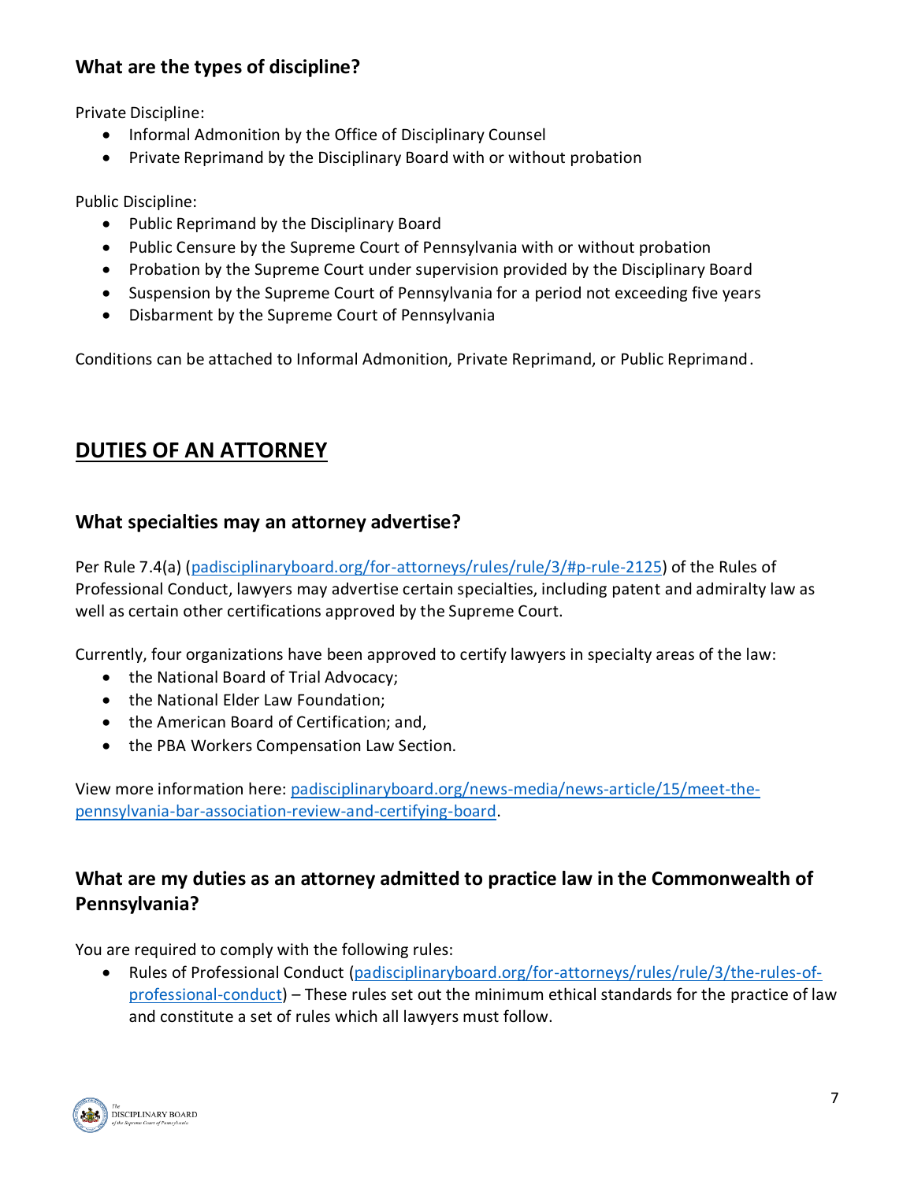### What are the types of discipline?

Private Discipline:

- Informal Admonition by the Office of Disciplinary Counsel
- Private Reprimand by the Disciplinary Board with or without probation

Public Discipline:

- Public Reprimand by the Disciplinary Board
- Public Censure by the Supreme Court of Pennsylvania with or without probation
- Probation by the Supreme Court under supervision provided by the Disciplinary Board
- Suspension by the Supreme Court of Pennsylvania for a period not exceeding five years
- Disbarment by the Supreme Court of Pennsylvania

Conditions can be attached to Informal Admonition, Private Reprimand, or Public Reprimand.

## DUTIES OF AN ATTORNEY

### What specialties may an attorney advertise?

Per Rule 7.4(a) (padisciplinaryboard.org/for-attorneys/rules/rule/3/#p-rule-2125) of the Rules of Professional Conduct, lawyers may advertise certain specialties, including patent and admiralty law as well as certain other certifications approved by the Supreme Court.

Currently, four organizations have been approved to certify lawyers in specialty areas of the law:

- the National Board of Trial Advocacy;
- the National Elder Law Foundation;
- the American Board of Certification; and,
- the PBA Workers Compensation Law Section.

View more information here: padisciplinaryboard.org/news-media/news-article/15/meet-the-pennsylvania-bar-association-review-and-certifying-board.

### What are my duties as an attorney admitted to practice law in the Commonwealth of Pennsylvania?

You are required to comply with the following rules:

- Rules of Professional Conduct (padisciplinaryboard.org/for-attorneys/rules/rule/3/the-rules-of-professional-conduct) – These rules set out the minimum ethical standards for the practice of law and constitute a set of rules which all lawyers must follow.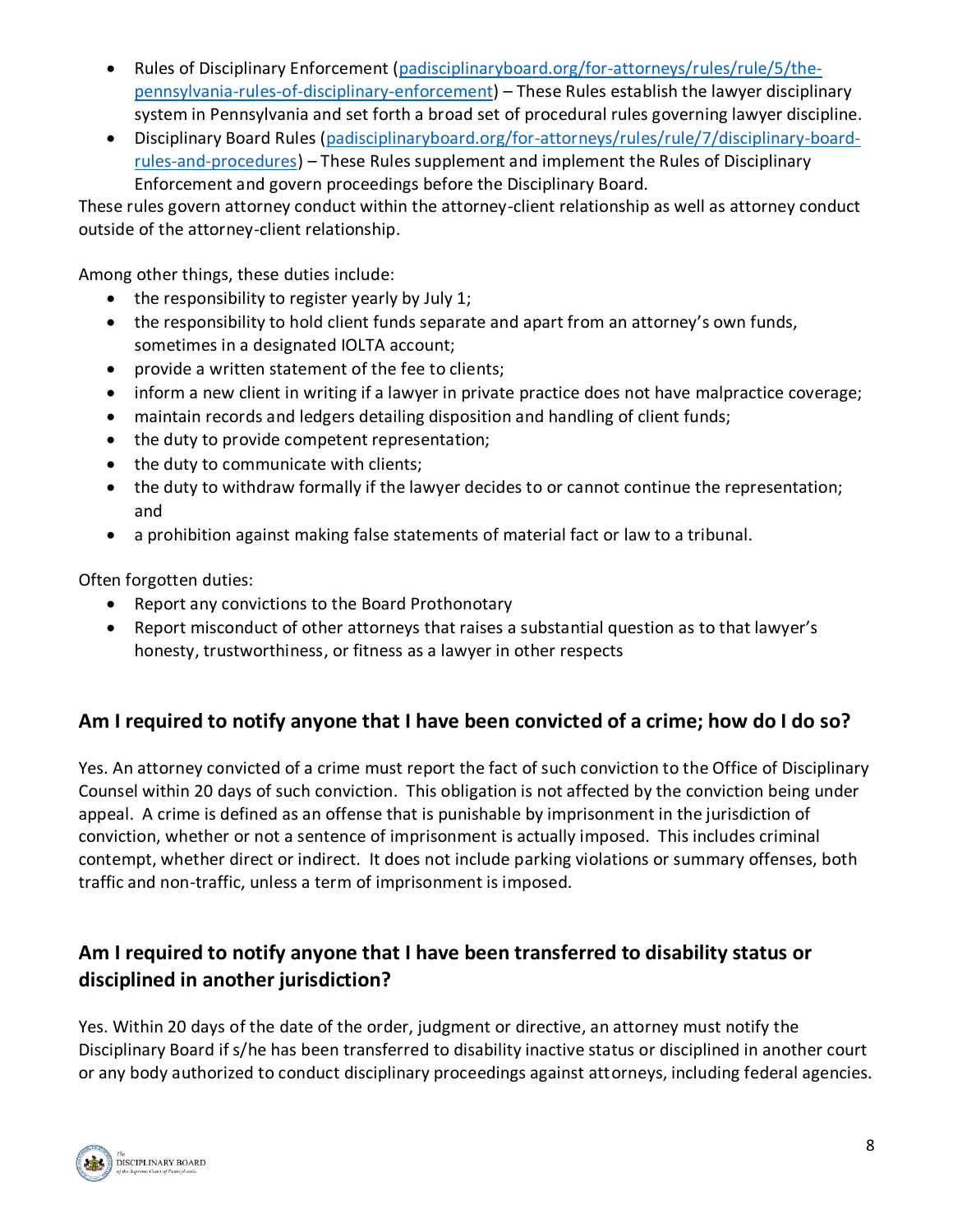- Rules of Disciplinary Enforcement ([padisciplinaryboard.org/for-attorneys/rules/rule/5/the-pennsylvania-rules-of-disciplinary-enforcement](padisciplinaryboard.org/for-attorneys/rules/rule/5/the-pennsylvania-rules-of-disciplinary-enforcement)) – These Rules establish the lawyer disciplinary system in Pennsylvania and set forth a broad set of procedural rules governing lawyer discipline.
- Disciplinary Board Rules ([padisciplinaryboard.org/for-attorneys/rules/rule/7/disciplinary-board-rules-and-procedures](padisciplinaryboard.org/for-attorneys/rules/rule/7/disciplinary-board-rules-and-procedures)) – These Rules supplement and implement the Rules of Disciplinary Enforcement and govern proceedings before the Disciplinary Board.

These rules govern attorney conduct within the attorney-client relationship as well as attorney conduct outside of the attorney-client relationship.

Among other things, these duties include:

- the responsibility to register yearly by July 1;
- the responsibility to hold client funds separate and apart from an attorney's own funds, sometimes in a designated IOLTA account;
- provide a written statement of the fee to clients;
- inform a new client in writing if a lawyer in private practice does not have malpractice coverage;
- maintain records and ledgers detailing disposition and handling of client funds;
- the duty to provide competent representation;
- the duty to communicate with clients;
- the duty to withdraw formally if the lawyer decides to or cannot continue the representation; and
- a prohibition against making false statements of material fact or law to a tribunal.

Often forgotten duties:

- Report any convictions to the Board Prothonotary
- Report misconduct of other attorneys that raises a substantial question as to that lawyer's honesty, trustworthiness, or fitness as a lawyer in other respects

## Am I required to notify anyone that I have been convicted of a crime; how do I do so?

Yes. An attorney convicted of a crime must report the fact of such conviction to the Office of Disciplinary Counsel within 20 days of such conviction. This obligation is not affected by the conviction being under appeal. A crime is defined as an offense that is punishable by imprisonment in the jurisdiction of conviction, whether or not a sentence of imprisonment is actually imposed. This includes criminal contempt, whether direct or indirect. It does not include parking violations or summary offenses, both traffic and non-traffic, unless a term of imprisonment is imposed.

## Am I required to notify anyone that I have been transferred to disability status or disciplined in another jurisdiction?

Yes. Within 20 days of the date of the order, judgment or directive, an attorney must notify the Disciplinary Board if s/he has been transferred to disability inactive status or disciplined in another court or any body authorized to conduct disciplinary proceedings against attorneys, including federal agencies.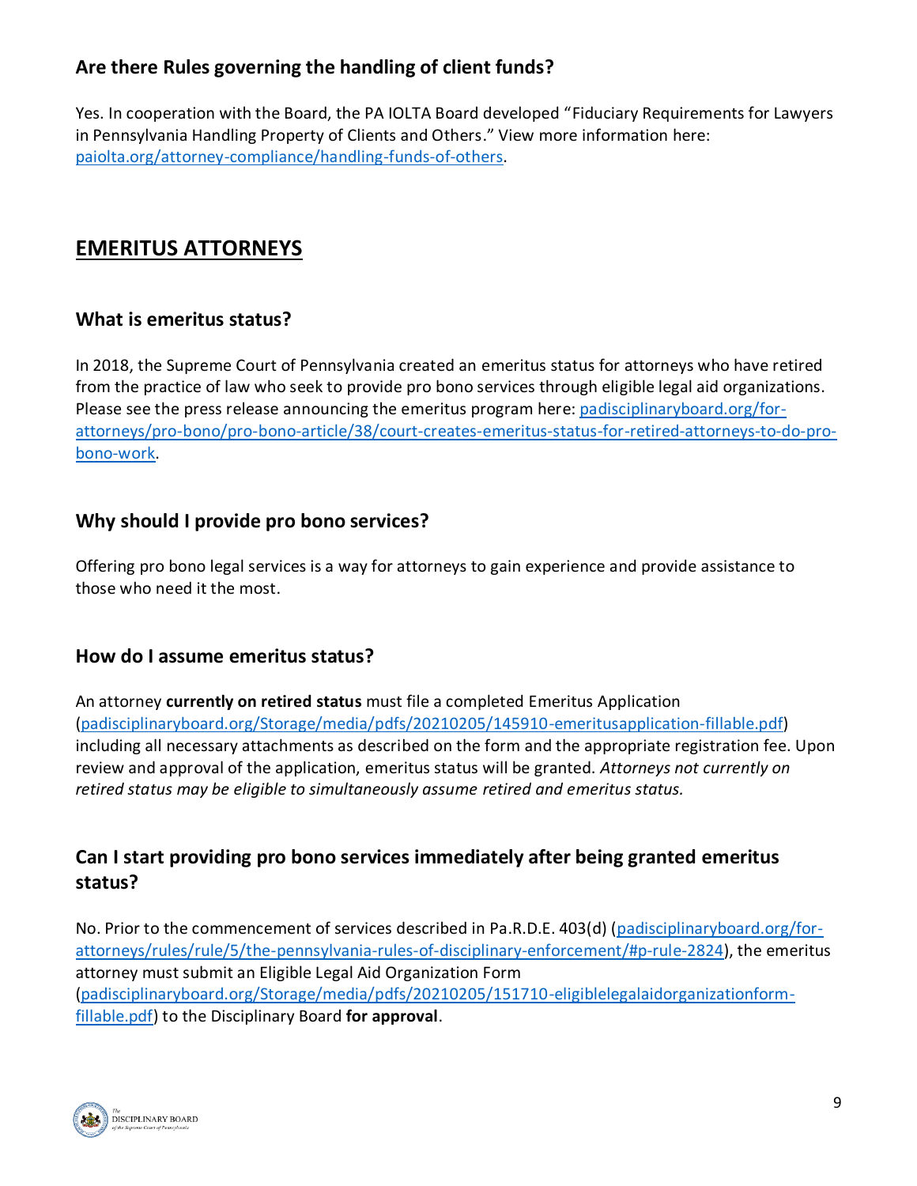### Are there Rules governing the handling of client funds?

Yes. In cooperation with the Board, the PA IOLTA Board developed "Fiduciary Requirements for Lawyers in Pennsylvania Handling Property of Clients and Others." View more information here: paiolta.org/attorney-compliance/handling-funds-of-others.

## EMERITUS ATTORNEYS

### What is emeritus status?

In 2018, the Supreme Court of Pennsylvania created an emeritus status for attorneys who have retired from the practice of law who seek to provide pro bono services through eligible legal aid organizations. Please see the press release announcing the emeritus program here: padisciplinaryboard.org/for-attorneys/pro-bono/pro-bono-article/38/court-creates-emeritus-status-for-retired-attorneys-to-do-pro-bono-work.

### Why should I provide pro bono services?

Offering pro bono legal services is a way for attorneys to gain experience and provide assistance to those who need it the most.

### How do I assume emeritus status?

An attorney **currently on retired status** must file a completed Emeritus Application (padisciplinaryboard.org/Storage/media/pdfs/20210205/145910-emeritusapplication-fillable.pdf) including all necessary attachments as described on the form and the appropriate registration fee. Upon review and approval of the application, emeritus status will be granted. *Attorneys not currently on retired status may be eligible to simultaneously assume retired and emeritus status.*

### Can I start providing pro bono services immediately after being granted emeritus status?

No. Prior to the commencement of services described in Pa.R.D.E. 403(d) (padisciplinaryboard.org/for-attorneys/rules/rule/5/the-pennsylvania-rules-of-disciplinary-enforcement/#p-rule-2824), the emeritus attorney must submit an Eligible Legal Aid Organization Form (padisciplinaryboard.org/Storage/media/pdfs/20210205/151710-eligiblelegalaidorganizationform-fillable.pdf) to the Disciplinary Board **for approval**.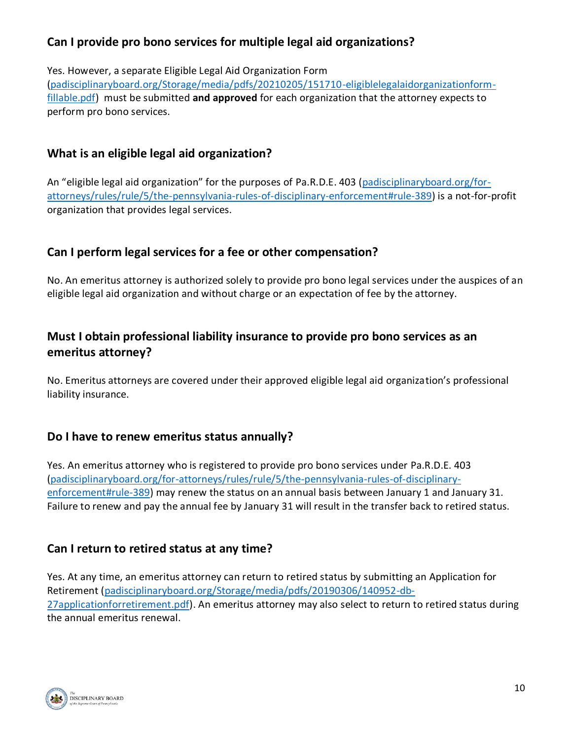### Can I provide pro bono services for multiple legal aid organizations?

Yes. However, a separate Eligible Legal Aid Organization Form (padisciplinaryboard.org/Storage/media/pdfs/20210205/151710-eligiblelegalaidorganizationform-fillable.pdf) must be submitted **and approved** for each organization that the attorney expects to perform pro bono services.

### What is an eligible legal aid organization?

An "eligible legal aid organization" for the purposes of Pa.R.D.E. 403 (padisciplinaryboard.org/for-attorneys/rules/rule/5/the-pennsylvania-rules-of-disciplinary-enforcement#rule-389) is a not-for-profit organization that provides legal services.

### Can I perform legal services for a fee or other compensation?

No. An emeritus attorney is authorized solely to provide pro bono legal services under the auspices of an eligible legal aid organization and without charge or an expectation of fee by the attorney.

### Must I obtain professional liability insurance to provide pro bono services as an emeritus attorney?

No. Emeritus attorneys are covered under their approved eligible legal aid organization's professional liability insurance.

### Do I have to renew emeritus status annually?

Yes. An emeritus attorney who is registered to provide pro bono services under Pa.R.D.E. 403 (padisciplinaryboard.org/for-attorneys/rules/rule/5/the-pennsylvania-rules-of-disciplinary-enforcement#rule-389) may renew the status on an annual basis between January 1 and January 31. Failure to renew and pay the annual fee by January 31 will result in the transfer back to retired status.

### Can I return to retired status at any time?

Yes. At any time, an emeritus attorney can return to retired status by submitting an Application for Retirement (padisciplinaryboard.org/Storage/media/pdfs/20190306/140952-db-27applicationforretirement.pdf). An emeritus attorney may also select to return to retired status during the annual emeritus renewal.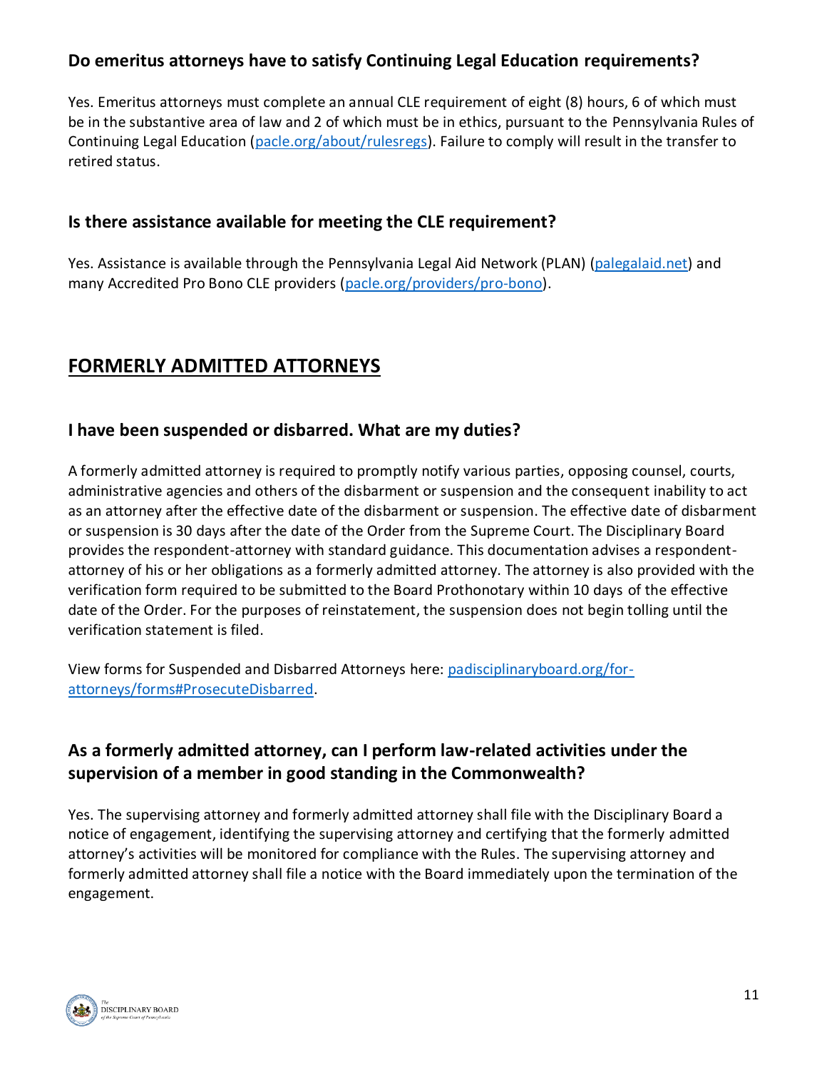### Do emeritus attorneys have to satisfy Continuing Legal Education requirements?

Yes. Emeritus attorneys must complete an annual CLE requirement of eight (8) hours, 6 of which must be in the substantive area of law and 2 of which must be in ethics, pursuant to the Pennsylvania Rules of Continuing Legal Education ([pacle.org/about/rulesregs](pacle.org/about/rulesregs)). Failure to comply will result in the transfer to retired status.

### Is there assistance available for meeting the CLE requirement?

Yes. Assistance is available through the Pennsylvania Legal Aid Network (PLAN) ([palegalaid.net](palegalaid.net)) and many Accredited Pro Bono CLE providers ([pacle.org/providers/pro-bono](pacle.org/providers/pro-bono)).

## FORMERLY ADMITTED ATTORNEYS

### I have been suspended or disbarred. What are my duties?

A formerly admitted attorney is required to promptly notify various parties, opposing counsel, courts, administrative agencies and others of the disbarment or suspension and the consequent inability to act as an attorney after the effective date of the disbarment or suspension. The effective date of disbarment or suspension is 30 days after the date of the Order from the Supreme Court. The Disciplinary Board provides the respondent-attorney with standard guidance. This documentation advises a respondent-attorney of his or her obligations as a formerly admitted attorney. The attorney is also provided with the verification form required to be submitted to the Board Prothonotary within 10 days of the effective date of the Order. For the purposes of reinstatement, the suspension does not begin tolling until the verification statement is filed.

View forms for Suspended and Disbarred Attorneys here: [padisciplinaryboard.org/for-attorneys/forms#ProsecuteDisbarred](padisciplinaryboard.org/for-attorneys/forms#ProsecuteDisbarred).

### As a formerly admitted attorney, can I perform law-related activities under the supervision of a member in good standing in the Commonwealth?

Yes. The supervising attorney and formerly admitted attorney shall file with the Disciplinary Board a notice of engagement, identifying the supervising attorney and certifying that the formerly admitted attorney's activities will be monitored for compliance with the Rules. The supervising attorney and formerly admitted attorney shall file a notice with the Board immediately upon the termination of the engagement.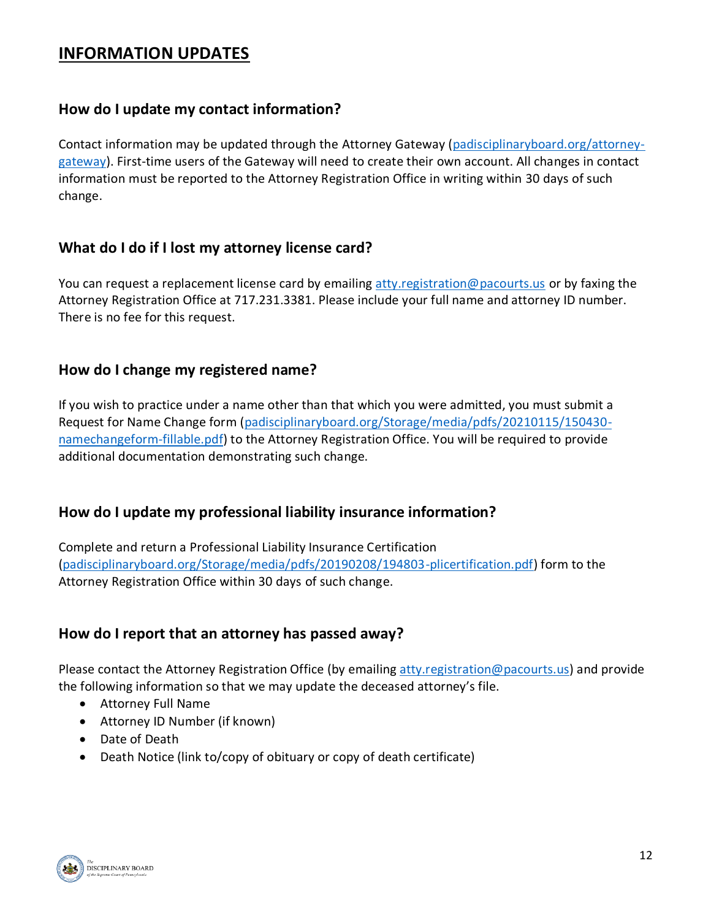# INFORMATION UPDATES

## How do I update my contact information?

Contact information may be updated through the Attorney Gateway (padisciplinaryboard.org/attorney-gateway). First-time users of the Gateway will need to create their own account. All changes in contact information must be reported to the Attorney Registration Office in writing within 30 days of such change.

## What do I do if I lost my attorney license card?

You can request a replacement license card by emailing atty.registration@pacourts.us or by faxing the Attorney Registration Office at 717.231.3381. Please include your full name and attorney ID number. There is no fee for this request.

## How do I change my registered name?

If you wish to practice under a name other than that which you were admitted, you must submit a Request for Name Change form (padisciplinaryboard.org/Storage/media/pdfs/20210115/150430-namechangeform-fillable.pdf) to the Attorney Registration Office. You will be required to provide additional documentation demonstrating such change.

## How do I update my professional liability insurance information?

Complete and return a Professional Liability Insurance Certification (padisciplinaryboard.org/Storage/media/pdfs/20190208/194803-plicertification.pdf) form to the Attorney Registration Office within 30 days of such change.

## How do I report that an attorney has passed away?

Please contact the Attorney Registration Office (by emailing atty.registration@pacourts.us) and provide the following information so that we may update the deceased attorney's file.

- Attorney Full Name
- Attorney ID Number (if known)
- Date of Death
- Death Notice (link to/copy of obituary or copy of death certificate)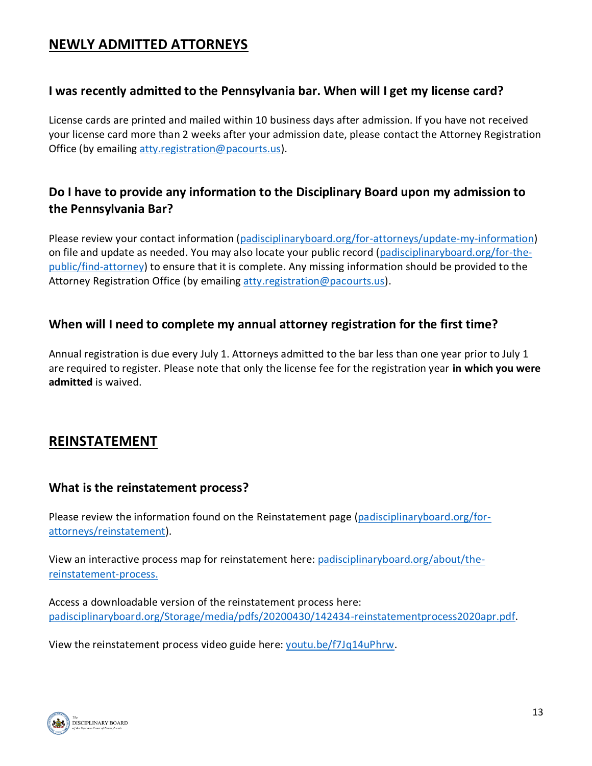## NEWLY ADMITTED ATTORNEYS

### I was recently admitted to the Pennsylvania bar. When will I get my license card?

License cards are printed and mailed within 10 business days after admission. If you have not received your license card more than 2 weeks after your admission date, please contact the Attorney Registration Office (by emailing atty.registration@pacourts.us).

### Do I have to provide any information to the Disciplinary Board upon my admission to the Pennsylvania Bar?

Please review your contact information (padisciplinaryboard.org/for-attorneys/update-my-information) on file and update as needed. You may also locate your public record (padisciplinaryboard.org/for-the-public/find-attorney) to ensure that it is complete. Any missing information should be provided to the Attorney Registration Office (by emailing atty.registration@pacourts.us).

### When will I need to complete my annual attorney registration for the first time?

Annual registration is due every July 1. Attorneys admitted to the bar less than one year prior to July 1 are required to register. Please note that only the license fee for the registration year **in which you were admitted** is waived.

## REINSTATEMENT

### What is the reinstatement process?

Please review the information found on the Reinstatement page (padisciplinaryboard.org/for-attorneys/reinstatement).

View an interactive process map for reinstatement here: padisciplinaryboard.org/about/the-reinstatement-process.

Access a downloadable version of the reinstatement process here: padisciplinaryboard.org/Storage/media/pdfs/20200430/142434-reinstatementprocess2020apr.pdf.

View the reinstatement process video guide here: youtu.be/f7Jq14uPhrw.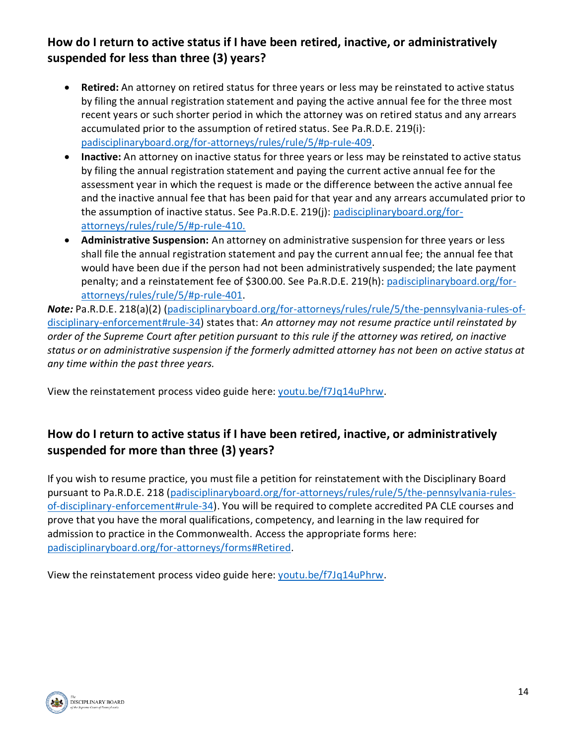## How do I return to active status if I have been retired, inactive, or administratively suspended for less than three (3) years?

- **Retired:** An attorney on retired status for three years or less may be reinstated to active status by filing the annual registration statement and paying the active annual fee for the three most recent years or such shorter period in which the attorney was on retired status and any arrears accumulated prior to the assumption of retired status. See Pa.R.D.E. 219(i): padisciplinaryboard.org/for-attorneys/rules/rule/5/#p-rule-409.
- **Inactive:** An attorney on inactive status for three years or less may be reinstated to active status by filing the annual registration statement and paying the current active annual fee for the assessment year in which the request is made or the difference between the active annual fee and the inactive annual fee that has been paid for that year and any arrears accumulated prior to the assumption of inactive status. See Pa.R.D.E. 219(j): padisciplinaryboard.org/for-attorneys/rules/rule/5/#p-rule-410.
- **Administrative Suspension:** An attorney on administrative suspension for three years or less shall file the annual registration statement and pay the current annual fee; the annual fee that would have been due if the person had not been administratively suspended; the late payment penalty; and a reinstatement fee of $300.00. See Pa.R.D.E. 219(h): padisciplinaryboard.org/for-attorneys/rules/rule/5/#p-rule-401.

***Note:*** Pa.R.D.E. 218(a)(2) (padisciplinaryboard.org/for-attorneys/rules/rule/5/the-pennsylvania-rules-of-disciplinary-enforcement#rule-34) states that: *An attorney may not resume practice until reinstated by order of the Supreme Court after petition pursuant to this rule if the attorney was retired, on inactive status or on administrative suspension if the formerly admitted attorney has not been on active status at any time within the past three years.*

View the reinstatement process video guide here: youtu.be/f7Jq14uPhrw.

## How do I return to active status if I have been retired, inactive, or administratively suspended for more than three (3) years?

If you wish to resume practice, you must file a petition for reinstatement with the Disciplinary Board pursuant to Pa.R.D.E. 218 (padisciplinaryboard.org/for-attorneys/rules/rule/5/the-pennsylvania-rules-of-disciplinary-enforcement#rule-34). You will be required to complete accredited PA CLE courses and prove that you have the moral qualifications, competency, and learning in the law required for admission to practice in the Commonwealth. Access the appropriate forms here: padisciplinaryboard.org/for-attorneys/forms#Retired.

View the reinstatement process video guide here: youtu.be/f7Jq14uPhrw.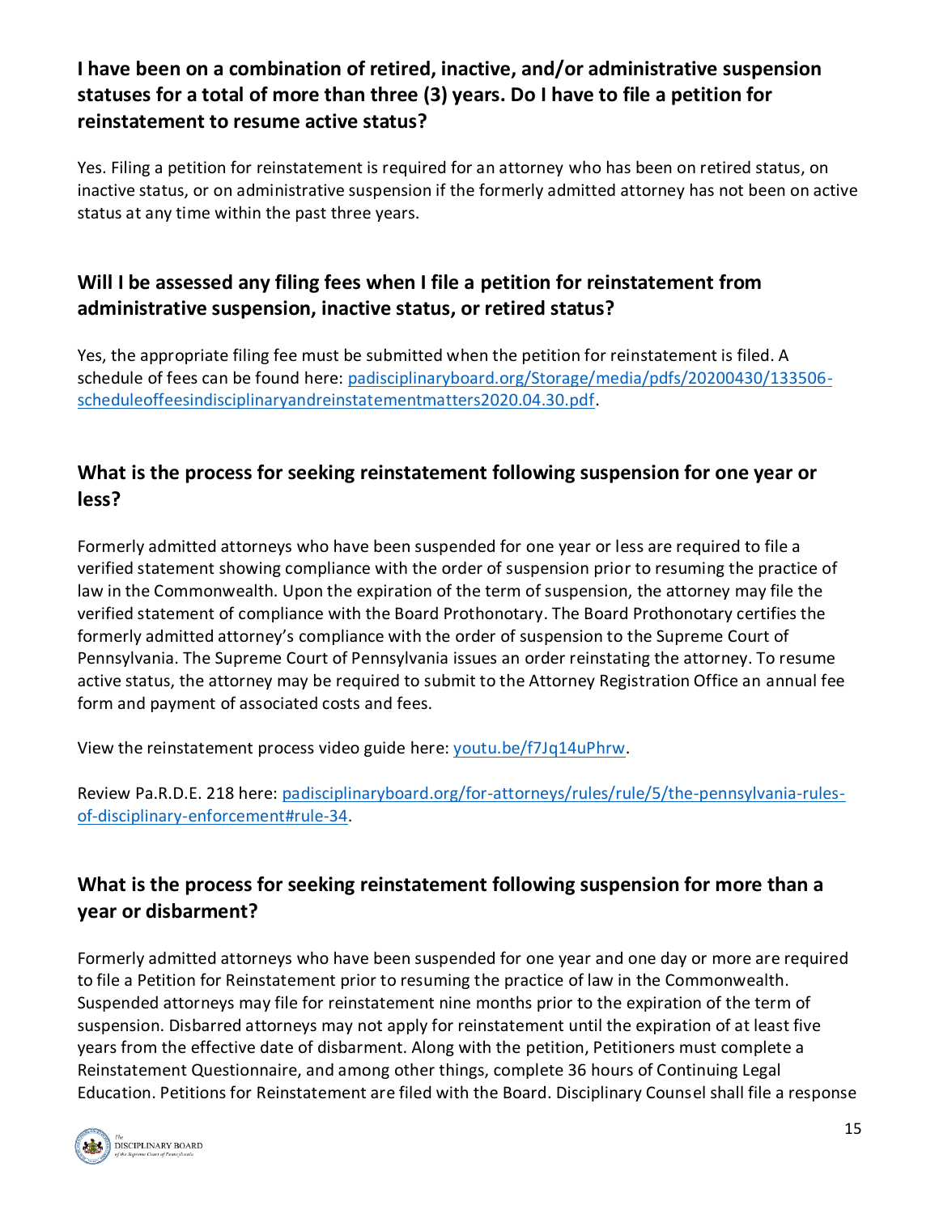### I have been on a combination of retired, inactive, and/or administrative suspension statuses for a total of more than three (3) years. Do I have to file a petition for reinstatement to resume active status?

Yes. Filing a petition for reinstatement is required for an attorney who has been on retired status, on inactive status, or on administrative suspension if the formerly admitted attorney has not been on active status at any time within the past three years.

### Will I be assessed any filing fees when I file a petition for reinstatement from administrative suspension, inactive status, or retired status?

Yes, the appropriate filing fee must be submitted when the petition for reinstatement is filed. A schedule of fees can be found here: [padisciplinaryboard.org/Storage/media/pdfs/20200430/133506-scheduleoffeesindisciplinaryandreinstatementmatters2020.04.30.pdf](padisciplinaryboard.org/Storage/media/pdfs/20200430/133506-scheduleoffeesindisciplinaryandreinstatementmatters2020.04.30.pdf).

### What is the process for seeking reinstatement following suspension for one year or less?

Formerly admitted attorneys who have been suspended for one year or less are required to file a verified statement showing compliance with the order of suspension prior to resuming the practice of law in the Commonwealth. Upon the expiration of the term of suspension, the attorney may file the verified statement of compliance with the Board Prothonotary. The Board Prothonotary certifies the formerly admitted attorney's compliance with the order of suspension to the Supreme Court of Pennsylvania. The Supreme Court of Pennsylvania issues an order reinstating the attorney. To resume active status, the attorney may be required to submit to the Attorney Registration Office an annual fee form and payment of associated costs and fees.

View the reinstatement process video guide here: [youtu.be/f7Jq14uPhrw](youtu.be/f7Jq14uPhrw).

Review Pa.R.D.E. 218 here: [padisciplinaryboard.org/for-attorneys/rules/rule/5/the-pennsylvania-rules-of-disciplinary-enforcement#rule-34](padisciplinaryboard.org/for-attorneys/rules/rule/5/the-pennsylvania-rules-of-disciplinary-enforcement#rule-34).

### What is the process for seeking reinstatement following suspension for more than a year or disbarment?

Formerly admitted attorneys who have been suspended for one year and one day or more are required to file a Petition for Reinstatement prior to resuming the practice of law in the Commonwealth. Suspended attorneys may file for reinstatement nine months prior to the expiration of the term of suspension. Disbarred attorneys may not apply for reinstatement until the expiration of at least five years from the effective date of disbarment. Along with the petition, Petitioners must complete a Reinstatement Questionnaire, and among other things, complete 36 hours of Continuing Legal Education. Petitions for Reinstatement are filed with the Board. Disciplinary Counsel shall file a response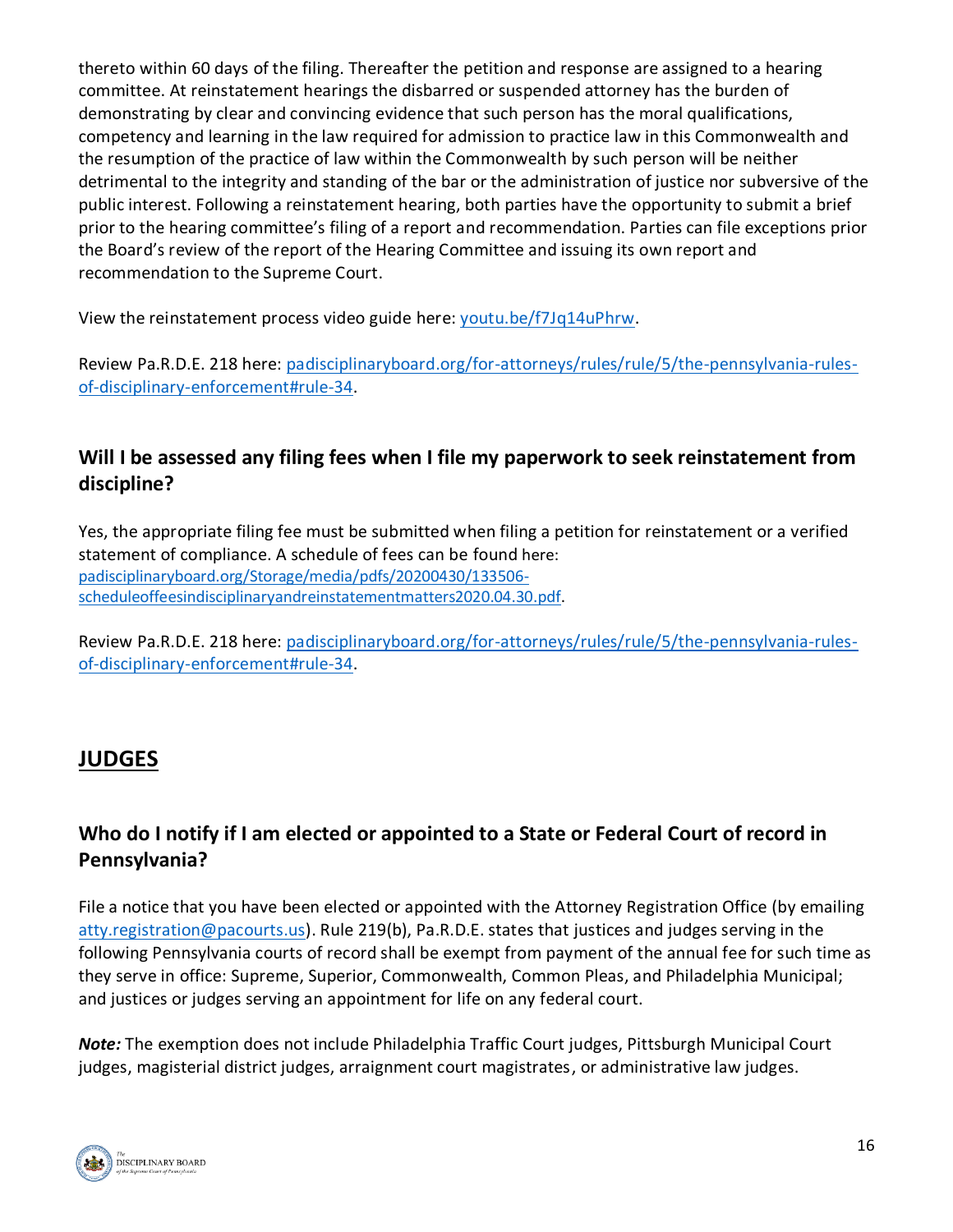thereto within 60 days of the filing. Thereafter the petition and response are assigned to a hearing committee. At reinstatement hearings the disbarred or suspended attorney has the burden of demonstrating by clear and convincing evidence that such person has the moral qualifications, competency and learning in the law required for admission to practice law in this Commonwealth and the resumption of the practice of law within the Commonwealth by such person will be neither detrimental to the integrity and standing of the bar or the administration of justice nor subversive of the public interest. Following a reinstatement hearing, both parties have the opportunity to submit a brief prior to the hearing committee's filing of a report and recommendation. Parties can file exceptions prior the Board's review of the report of the Hearing Committee and issuing its own report and recommendation to the Supreme Court.

View the reinstatement process video guide here: [youtu.be/f7Jq14uPhrw](youtu.be/f7Jq14uPhrw).

Review Pa.R.D.E. 218 here: [padisciplinaryboard.org/for-attorneys/rules/rule/5/the-pennsylvania-rules-of-disciplinary-enforcement#rule-34](padisciplinaryboard.org/for-attorneys/rules/rule/5/the-pennsylvania-rules-of-disciplinary-enforcement#rule-34).

### Will I be assessed any filing fees when I file my paperwork to seek reinstatement from discipline?

Yes, the appropriate filing fee must be submitted when filing a petition for reinstatement or a verified statement of compliance. A schedule of fees can be found here: [padisciplinaryboard.org/Storage/media/pdfs/20200430/133506-scheduleoffeesindisciplinaryandreinstatementmatters2020.04.30.pdf](padisciplinaryboard.org/Storage/media/pdfs/20200430/133506-scheduleoffeesindisciplinaryandreinstatementmatters2020.04.30.pdf).

Review Pa.R.D.E. 218 here: [padisciplinaryboard.org/for-attorneys/rules/rule/5/the-pennsylvania-rules-of-disciplinary-enforcement#rule-34](padisciplinaryboard.org/for-attorneys/rules/rule/5/the-pennsylvania-rules-of-disciplinary-enforcement#rule-34).

## JUDGES

### Who do I notify if I am elected or appointed to a State or Federal Court of record in Pennsylvania?

File a notice that you have been elected or appointed with the Attorney Registration Office (by emailing [atty.registration@pacourts.us](mailto:atty.registration@pacourts.us)). Rule 219(b), Pa.R.D.E. states that justices and judges serving in the following Pennsylvania courts of record shall be exempt from payment of the annual fee for such time as they serve in office: Supreme, Superior, Commonwealth, Common Pleas, and Philadelphia Municipal; and justices or judges serving an appointment for life on any federal court.

***Note:*** The exemption does not include Philadelphia Traffic Court judges, Pittsburgh Municipal Court judges, magisterial district judges, arraignment court magistrates, or administrative law judges.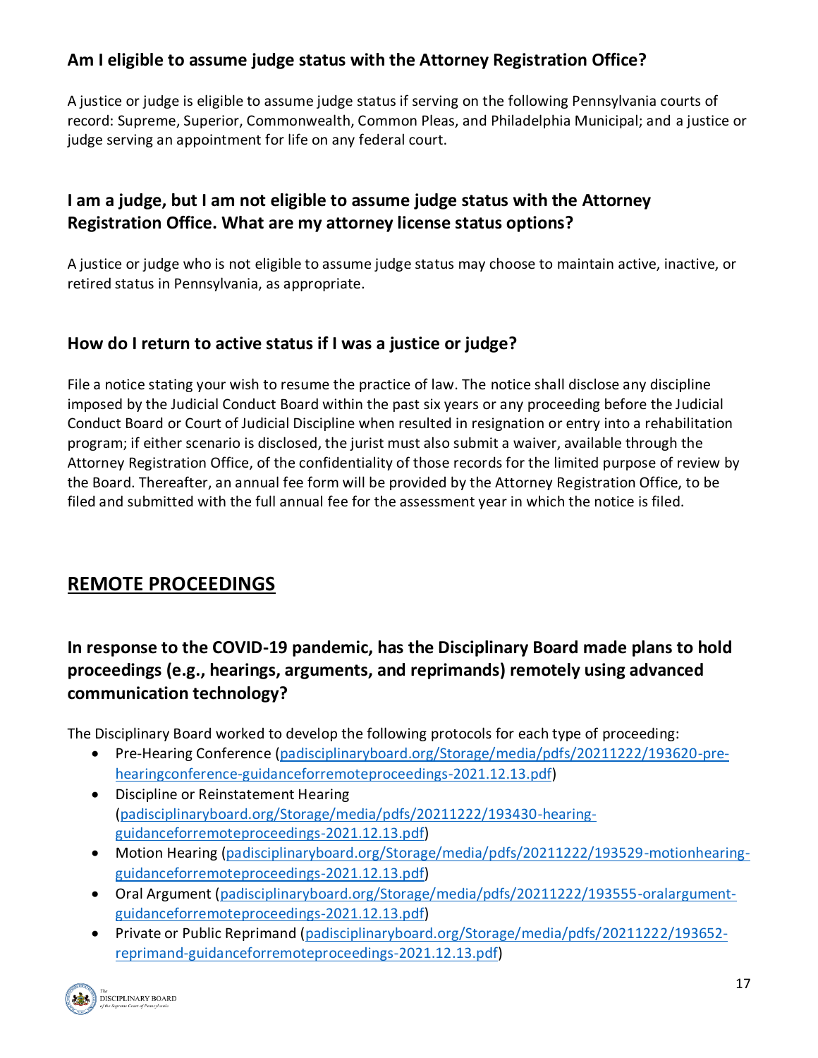### Am I eligible to assume judge status with the Attorney Registration Office?

A justice or judge is eligible to assume judge status if serving on the following Pennsylvania courts of record: Supreme, Superior, Commonwealth, Common Pleas, and Philadelphia Municipal; and a justice or judge serving an appointment for life on any federal court.

### I am a judge, but I am not eligible to assume judge status with the Attorney Registration Office. What are my attorney license status options?

A justice or judge who is not eligible to assume judge status may choose to maintain active, inactive, or retired status in Pennsylvania, as appropriate.

### How do I return to active status if I was a justice or judge?

File a notice stating your wish to resume the practice of law. The notice shall disclose any discipline imposed by the Judicial Conduct Board within the past six years or any proceeding before the Judicial Conduct Board or Court of Judicial Discipline when resulted in resignation or entry into a rehabilitation program; if either scenario is disclosed, the jurist must also submit a waiver, available through the Attorney Registration Office, of the confidentiality of those records for the limited purpose of review by the Board. Thereafter, an annual fee form will be provided by the Attorney Registration Office, to be filed and submitted with the full annual fee for the assessment year in which the notice is filed.

## REMOTE PROCEEDINGS

### In response to the COVID-19 pandemic, has the Disciplinary Board made plans to hold proceedings (e.g., hearings, arguments, and reprimands) remotely using advanced communication technology?

The Disciplinary Board worked to develop the following protocols for each type of proceeding:

- Pre-Hearing Conference (padisciplinaryboard.org/Storage/media/pdfs/20211222/193620-pre-hearingconference-guidanceforremoteproceedings-2021.12.13.pdf)
- Discipline or Reinstatement Hearing (padisciplinaryboard.org/Storage/media/pdfs/20211222/193430-hearing-guidanceforremoteproceedings-2021.12.13.pdf)
- Motion Hearing (padisciplinaryboard.org/Storage/media/pdfs/20211222/193529-motionhearing-guidanceforremoteproceedings-2021.12.13.pdf)
- Oral Argument (padisciplinaryboard.org/Storage/media/pdfs/20211222/193555-oralargument-guidanceforremoteproceedings-2021.12.13.pdf)
- Private or Public Reprimand (padisciplinaryboard.org/Storage/media/pdfs/20211222/193652-reprimand-guidanceforremoteproceedings-2021.12.13.pdf)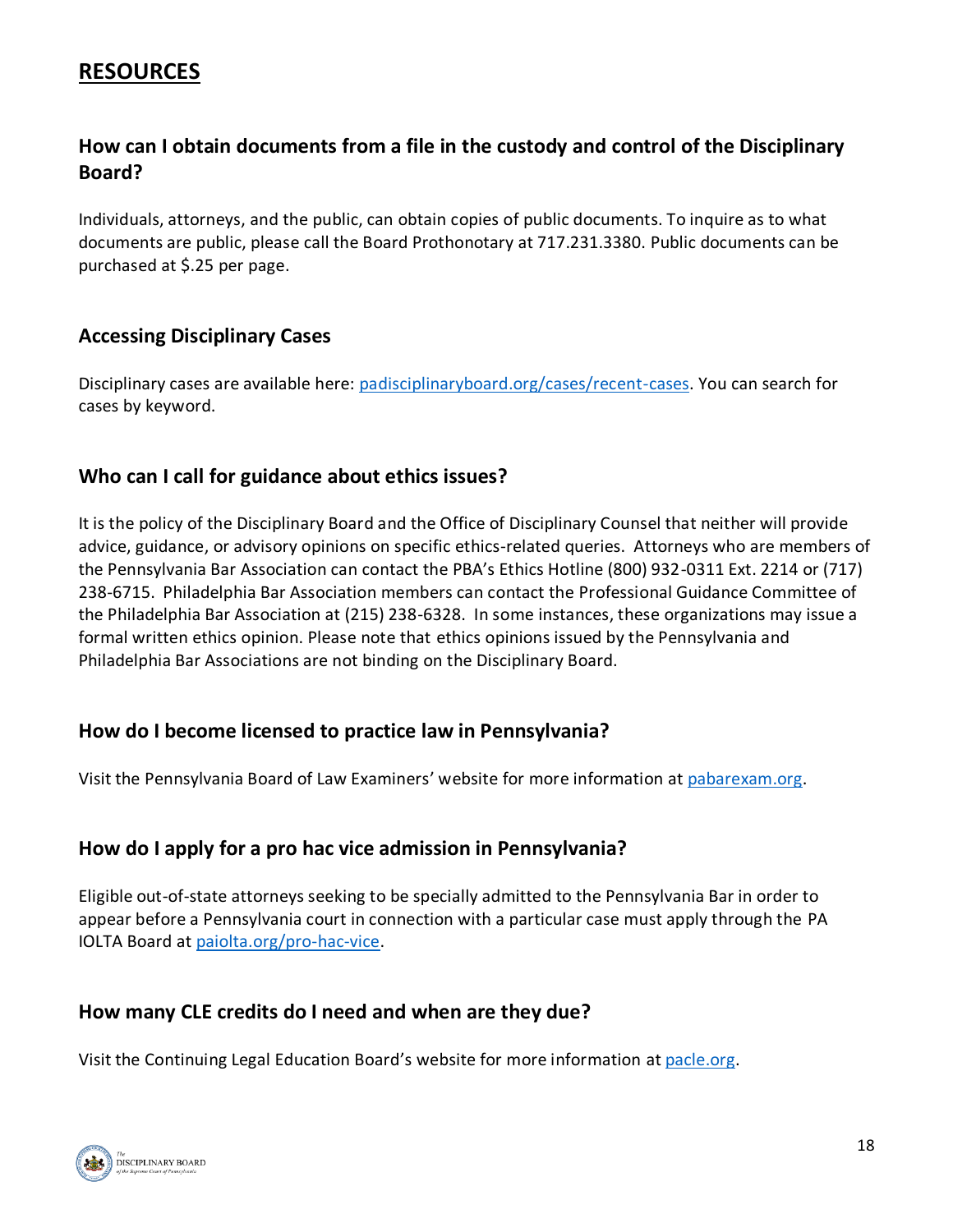## RESOURCES

### How can I obtain documents from a file in the custody and control of the Disciplinary Board?

Individuals, attorneys, and the public, can obtain copies of public documents. To inquire as to what documents are public, please call the Board Prothonotary at 717.231.3380. Public documents can be purchased at $.25 per page.

### Accessing Disciplinary Cases

Disciplinary cases are available here: [padisciplinaryboard.org/cases/recent-cases](padisciplinaryboard.org/cases/recent-cases). You can search for cases by keyword.

### Who can I call for guidance about ethics issues?

It is the policy of the Disciplinary Board and the Office of Disciplinary Counsel that neither will provide advice, guidance, or advisory opinions on specific ethics-related queries. Attorneys who are members of the Pennsylvania Bar Association can contact the PBA's Ethics Hotline (800) 932-0311 Ext. 2214 or (717) 238-6715. Philadelphia Bar Association members can contact the Professional Guidance Committee of the Philadelphia Bar Association at (215) 238-6328. In some instances, these organizations may issue a formal written ethics opinion. Please note that ethics opinions issued by the Pennsylvania and Philadelphia Bar Associations are not binding on the Disciplinary Board.

### How do I become licensed to practice law in Pennsylvania?

Visit the Pennsylvania Board of Law Examiners' website for more information at [pabarexam.org](pabarexam.org).

### How do I apply for a pro hac vice admission in Pennsylvania?

Eligible out-of-state attorneys seeking to be specially admitted to the Pennsylvania Bar in order to appear before a Pennsylvania court in connection with a particular case must apply through the PA IOLTA Board at [paiolta.org/pro-hac-vice](paiolta.org/pro-hac-vice).

### How many CLE credits do I need and when are they due?

Visit the Continuing Legal Education Board's website for more information at [pacle.org](pacle.org).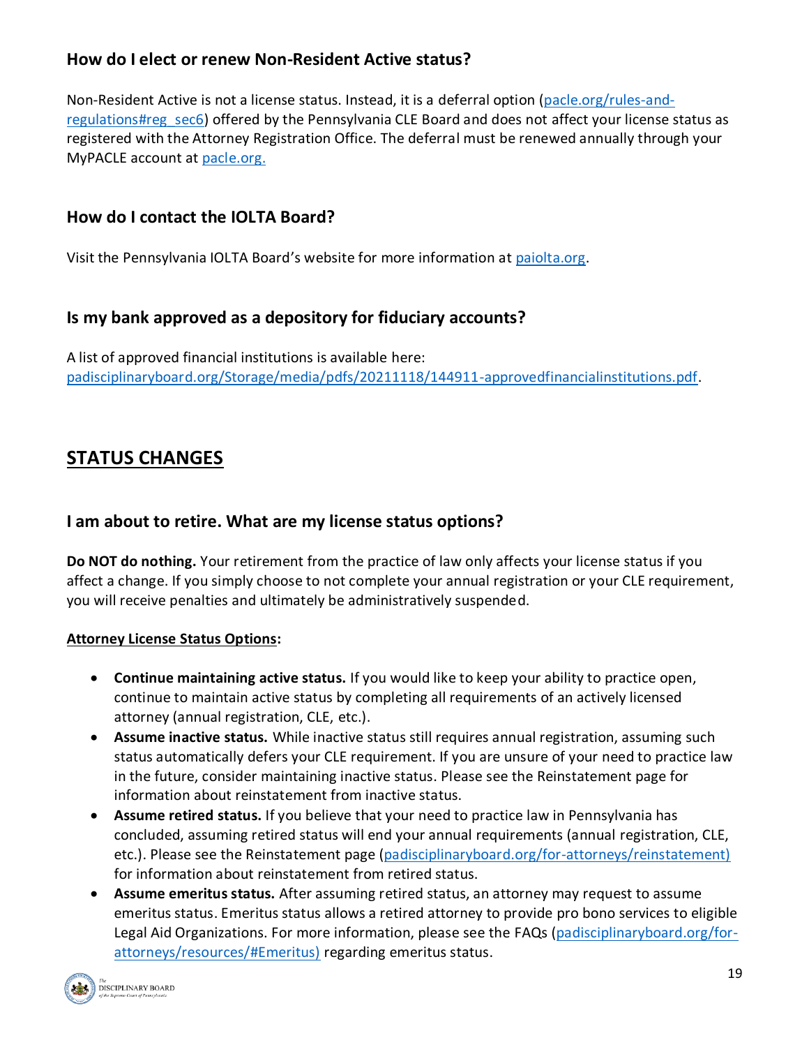### How do I elect or renew Non-Resident Active status?

Non-Resident Active is not a license status. Instead, it is a deferral option ([pacle.org/rules-and-regulations#reg_sec6](pacle.org/rules-and-regulations#reg_sec6)) offered by the Pennsylvania CLE Board and does not affect your license status as registered with the Attorney Registration Office. The deferral must be renewed annually through your MyPACLE account at [pacle.org.](pacle.org)

### How do I contact the IOLTA Board?

Visit the Pennsylvania IOLTA Board's website for more information at [paiolta.org](paiolta.org).

### Is my bank approved as a depository for fiduciary accounts?

A list of approved financial institutions is available here: [padisciplinaryboard.org/Storage/media/pdfs/20211118/144911-approvedfinancialinstitutions.pdf](padisciplinaryboard.org/Storage/media/pdfs/20211118/144911-approvedfinancialinstitutions.pdf).

## STATUS CHANGES

### I am about to retire. What are my license status options?

**Do NOT do nothing.** Your retirement from the practice of law only affects your license status if you affect a change. If you simply choose to not complete your annual registration or your CLE requirement, you will receive penalties and ultimately be administratively suspended.

**Attorney License Status Options:**

- **Continue maintaining active status.** If you would like to keep your ability to practice open, continue to maintain active status by completing all requirements of an actively licensed attorney (annual registration, CLE, etc.).
- **Assume inactive status.** While inactive status still requires annual registration, assuming such status automatically defers your CLE requirement. If you are unsure of your need to practice law in the future, consider maintaining inactive status. Please see the Reinstatement page for information about reinstatement from inactive status.
- **Assume retired status.** If you believe that your need to practice law in Pennsylvania has concluded, assuming retired status will end your annual requirements (annual registration, CLE, etc.). Please see the Reinstatement page ([padisciplinaryboard.org/for-attorneys/reinstatement)](padisciplinaryboard.org/for-attorneys/reinstatement) for information about reinstatement from retired status.
- **Assume emeritus status.** After assuming retired status, an attorney may request to assume emeritus status. Emeritus status allows a retired attorney to provide pro bono services to eligible Legal Aid Organizations. For more information, please see the FAQs ([padisciplinaryboard.org/for-attorneys/resources/#Emeritus)](padisciplinaryboard.org/for-attorneys/resources/#Emeritus) regarding emeritus status.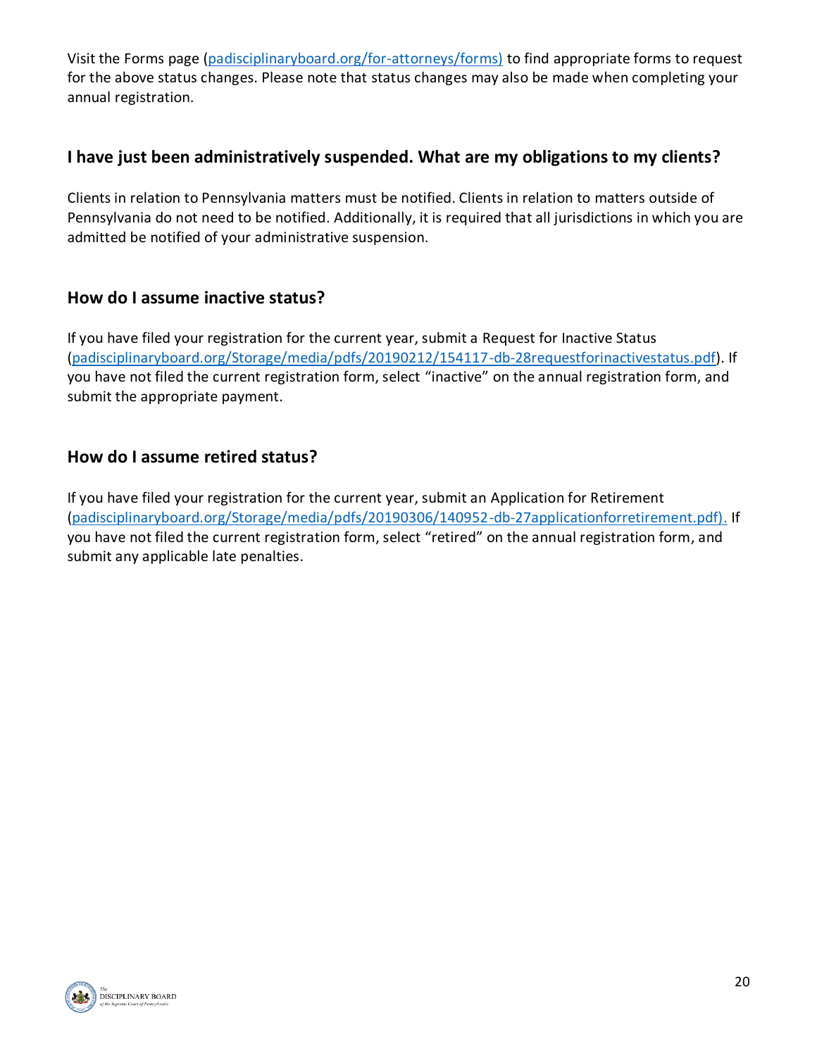Visit the Forms page (padisciplinaryboard.org/for-attorneys/forms) to find appropriate forms to request for the above status changes. Please note that status changes may also be made when completing your annual registration.

### I have just been administratively suspended. What are my obligations to my clients?

Clients in relation to Pennsylvania matters must be notified. Clients in relation to matters outside of Pennsylvania do not need to be notified. Additionally, it is required that all jurisdictions in which you are admitted be notified of your administrative suspension.

### How do I assume inactive status?

If you have filed your registration for the current year, submit a Request for Inactive Status (padisciplinaryboard.org/Storage/media/pdfs/20190212/154117-db-28requestforinactivestatus.pdf). If you have not filed the current registration form, select "inactive" on the annual registration form, and submit the appropriate payment.

### How do I assume retired status?

If you have filed your registration for the current year, submit an Application for Retirement (padisciplinaryboard.org/Storage/media/pdfs/20190306/140952-db-27applicationforretirement.pdf). If you have not filed the current registration form, select "retired" on the annual registration form, and submit any applicable late penalties.